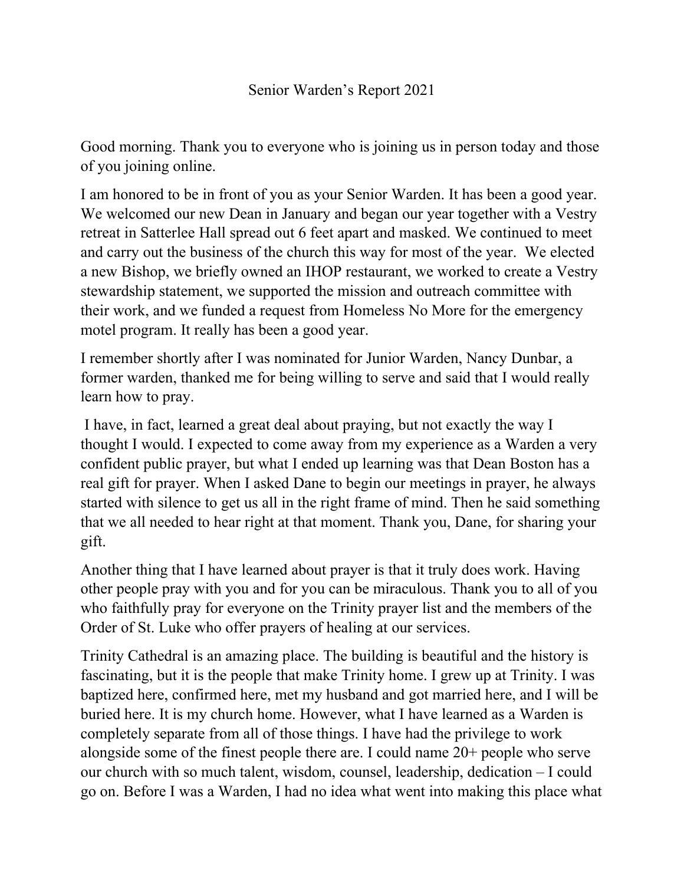# Senior Warden's Report 2021

Good morning. Thank you to everyone who is joining us in person today and those of you joining online.

I am honored to be in front of you as your Senior Warden. It has been a good year. We welcomed our new Dean in January and began our year together with a Vestry retreat in Satterlee Hall spread out 6 feet apart and masked. We continued to meet and carry out the business of the church this way for most of the year. We elected a new Bishop, we briefly owned an IHOP restaurant, we worked to create a Vestry stewardship statement, we supported the mission and outreach committee with their work, and we funded a request from Homeless No More for the emergency motel program. It really has been a good year.

I remember shortly after I was nominated for Junior Warden, Nancy Dunbar, a former warden, thanked me for being willing to serve and said that I would really learn how to pray.

I have, in fact, learned a great deal about praying, but not exactly the way I thought I would. I expected to come away from my experience as a Warden a very confident public prayer, but what I ended up learning was that Dean Boston has a real gift for prayer. When I asked Dane to begin our meetings in prayer, he always started with silence to get us all in the right frame of mind. Then he said something that we all needed to hear right at that moment. Thank you, Dane, for sharing your gift.

Another thing that I have learned about prayer is that it truly does work. Having other people pray with you and for you can be miraculous. Thank you to all of you who faithfully pray for everyone on the Trinity prayer list and the members of the Order of St. Luke who offer prayers of healing at our services.

Trinity Cathedral is an amazing place. The building is beautiful and the history is fascinating, but it is the people that make Trinity home. I grew up at Trinity. I was baptized here, confirmed here, met my husband and got married here, and I will be buried here. It is my church home. However, what I have learned as a Warden is completely separate from all of those things. I have had the privilege to work alongside some of the finest people there are. I could name 20+ people who serve our church with so much talent, wisdom, counsel, leadership, dedication – I could go on. Before I was a Warden, I had no idea what went into making this place what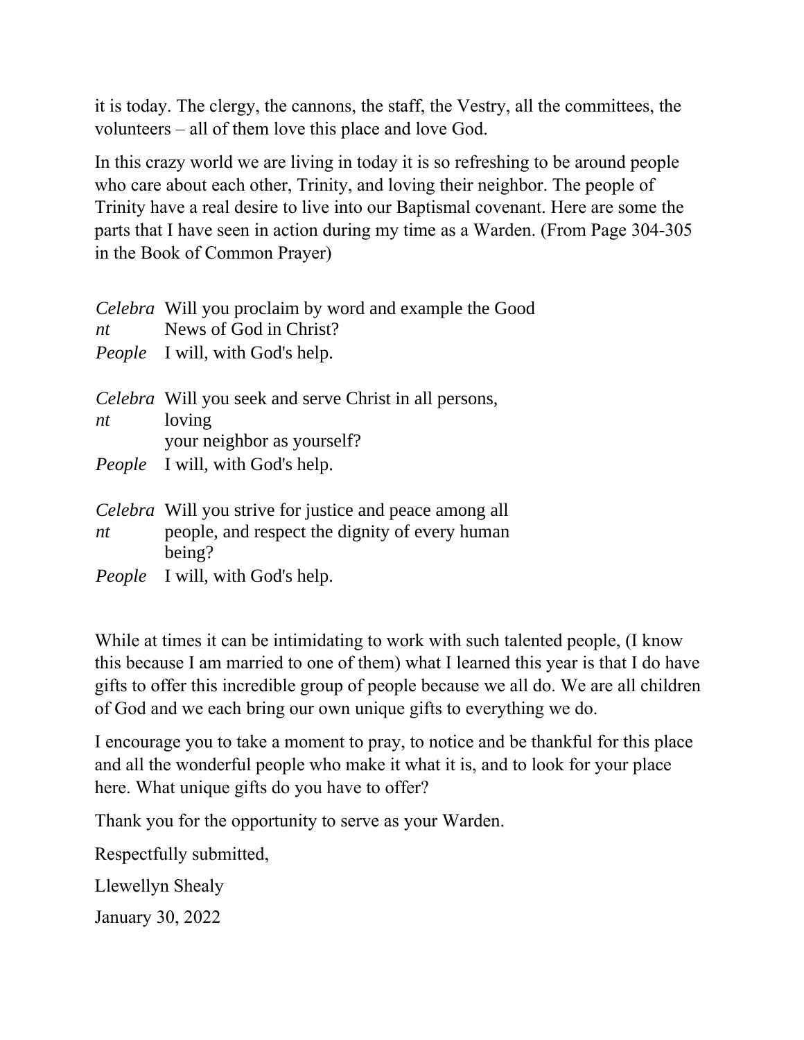it is today. The clergy, the cannons, the staff, the Vestry, all the committees, the volunteers – all of them love this place and love God.

In this crazy world we are living in today it is so refreshing to be around people who care about each other, Trinity, and loving their neighbor. The people of Trinity have a real desire to live into our Baptismal covenant. Here are some the parts that I have seen in action during my time as a Warden. (From Page 304-305 in the Book of Common Prayer)

| | |
|---|---|
| *Celebrant* | Will you proclaim by word and example the Good News of God in Christ? |
| *People* | I will, with God's help. |
| *Celebrant* | Will you seek and serve Christ in all persons, loving your neighbor as yourself? |
| *People* | I will, with God's help. |
| *Celebrant* | Will you strive for justice and peace among all people, and respect the dignity of every human being? |
| *People* | I will, with God's help. |

While at times it can be intimidating to work with such talented people, (I know this because I am married to one of them) what I learned this year is that I do have gifts to offer this incredible group of people because we all do. We are all children of God and we each bring our own unique gifts to everything we do.

I encourage you to take a moment to pray, to notice and be thankful for this place and all the wonderful people who make it what it is, and to look for your place here. What unique gifts do you have to offer?

Thank you for the opportunity to serve as your Warden.

Respectfully submitted,

Llewellyn Shealy

January 30, 2022